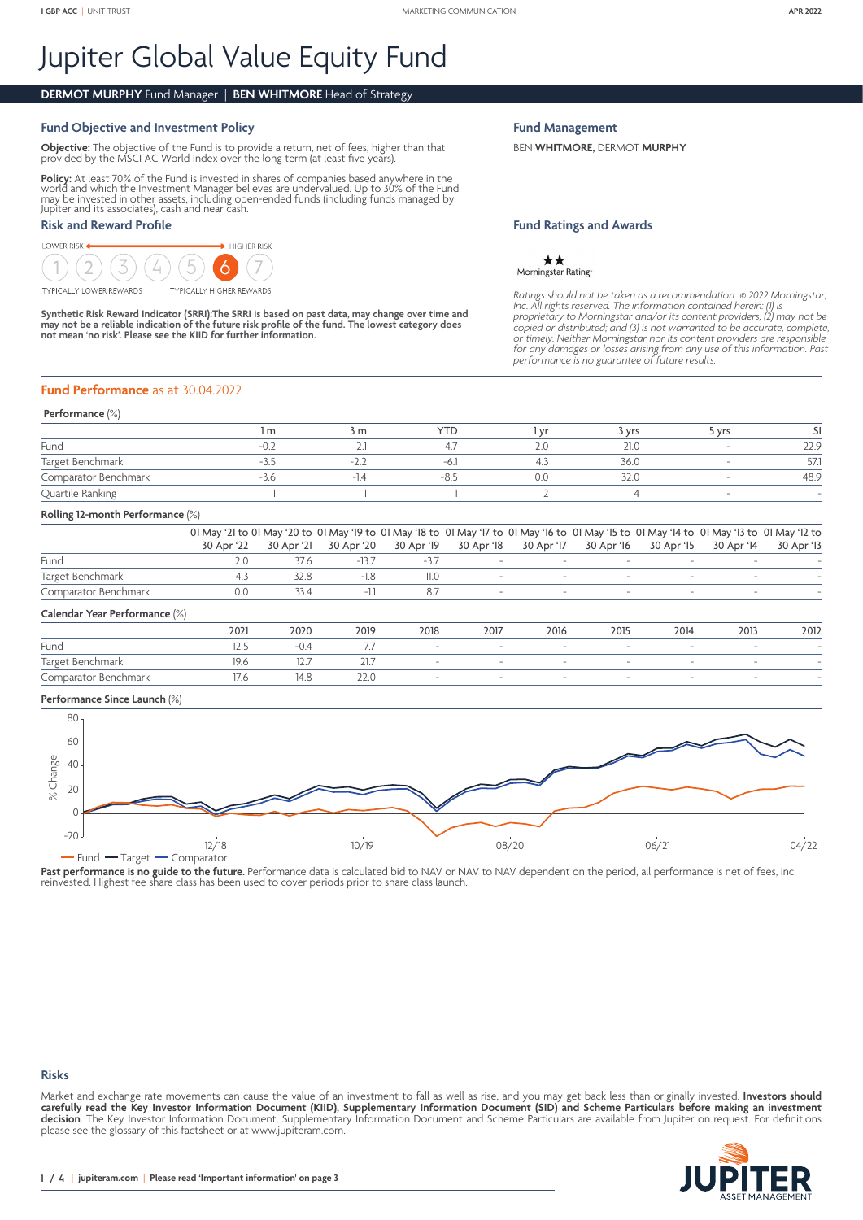# Jupiter Global Value Equity Fund

**DERMOT MURPHY** Fund Manager | **BEN WHITMORE** Head of Strategy

## Fund Objective and Investment Policy

**Objective:** The objective of the Fund is to provide a return, net of fees, higher than that provided by the MSCI AC World Index over the long term (at least five years).

**Policy:** At least 70% of the Fund is invested in shares of companies based anywhere in the world and which the Investment Manager believes are undervalued. Up to 30% of the Fund may be invested in other assets, including open-ended funds (including funds managed by Jupiter and its associates), cash and near cash.

## Risk and Reward Profile

LOWER RISK ← → HIGHER RISK

1 2 3 4 5 **6** 7

TYPICALLY LOWER REWARDS — TYPICALLY HIGHER REWARDS

**Synthetic Risk Reward Indicator (SRRI):The SRI is based on past data, may change over time and may not be a reliable indication of the future risk profile of the fund. The lowest category does not mean 'no risk'. Please see the KIID for further information.**

## Fund Management

BEN **WHITMORE,** DERMOT **MURPHY**

## Fund Ratings and Awards

★★ Morningstar Rating™

*Ratings should not be taken as a recommendation. © 2022 Morningstar, Inc. All rights reserved. The information contained herein: (1) is proprietary to Morningstar and/or its content providers; (2) may not be copied or distributed; and (3) is not warranted to be accurate, complete, or timely. Neither Morningstar nor its content providers are responsible for any damages or losses arising from any use of this information. Past performance is no guarantee of future results.*

## Fund Performance as at 30.04.2022

**Performance** (%)

| | 1 m | 3 m | YTD | 1 yr | 3 yrs | 5 yrs | SI |
|---|---|---|---|---|---|---|---|
| Fund | -0.2 | 2.1 | 4.7 | 2.0 | 21.0 | - | 22.9 |
| Target Benchmark | -3.5 | -2.2 | -6.1 | 4.3 | 36.0 | - | 57.1 |
| Comparator Benchmark | -3.6 | -1.4 | -8.5 | 0.0 | 32.0 | - | 48.9 |
| Quartile Ranking | 1 | 1 | 1 | 2 | 4 | - | - |

**Rolling 12-month Performance** (%)

| | 01 May '21 to 30 Apr '22 | 01 May '20 to 30 Apr '21 | 01 May '19 to 30 Apr '20 | 01 May '18 to 30 Apr '19 | 01 May '17 to 30 Apr '18 | 01 May '16 to 30 Apr '17 | 01 May '15 to 30 Apr '16 | 01 May '14 to 30 Apr '15 | 01 May '13 to 30 Apr '14 | 01 May '12 to 30 Apr '13 |
|---|---|---|---|---|---|---|---|---|---|---|
| Fund | 2.0 | 37.6 | -13.7 | -3.7 | - | - | - | - | - | - |
| Target Benchmark | 4.3 | 32.8 | -1.8 | 11.0 | - | - | - | - | - | - |
| Comparator Benchmark | 0.0 | 33.4 | -1.1 | 8.7 | - | - | - | - | - | - |

**Calendar Year Performance** (%)

| | 2021 | 2020 | 2019 | 2018 | 2017 | 2016 | 2015 | 2014 | 2013 | 2012 |
|---|---|---|---|---|---|---|---|---|---|---|
| Fund | 12.5 | -0.4 | 7.7 | - | - | - | - | - | - | - |
| Target Benchmark | 19.6 | 12.7 | 21.7 | - | - | - | - | - | - | - |
| Comparator Benchmark | 17.6 | 14.8 | 22.0 | - | - | - | - | - | - | - |

**Performance Since Launch** (%)

— Fund — Target — Comparator

**Past performance is no guide to the future.** Performance data is calculated bid to NAV or NAV to NAV dependent on the period, all performance is net of fees, inc. reinvested. Highest fee share class has been used to cover periods prior to share class launch.

## Risks

Market and exchange rate movements can cause the value of an investment to fall as well as rise, and you may get back less than originally invested. **Investors should carefully read the Key Investor Information Document (KIID), Supplementary Information Document (SID) and Scheme Particulars before making an investment decision**. The Key Investor Information Document, Supplementary Information Document and Scheme Particulars are available from Jupiter on request. For definitions please see the glossary of this factsheet or at www.jupiteram.com.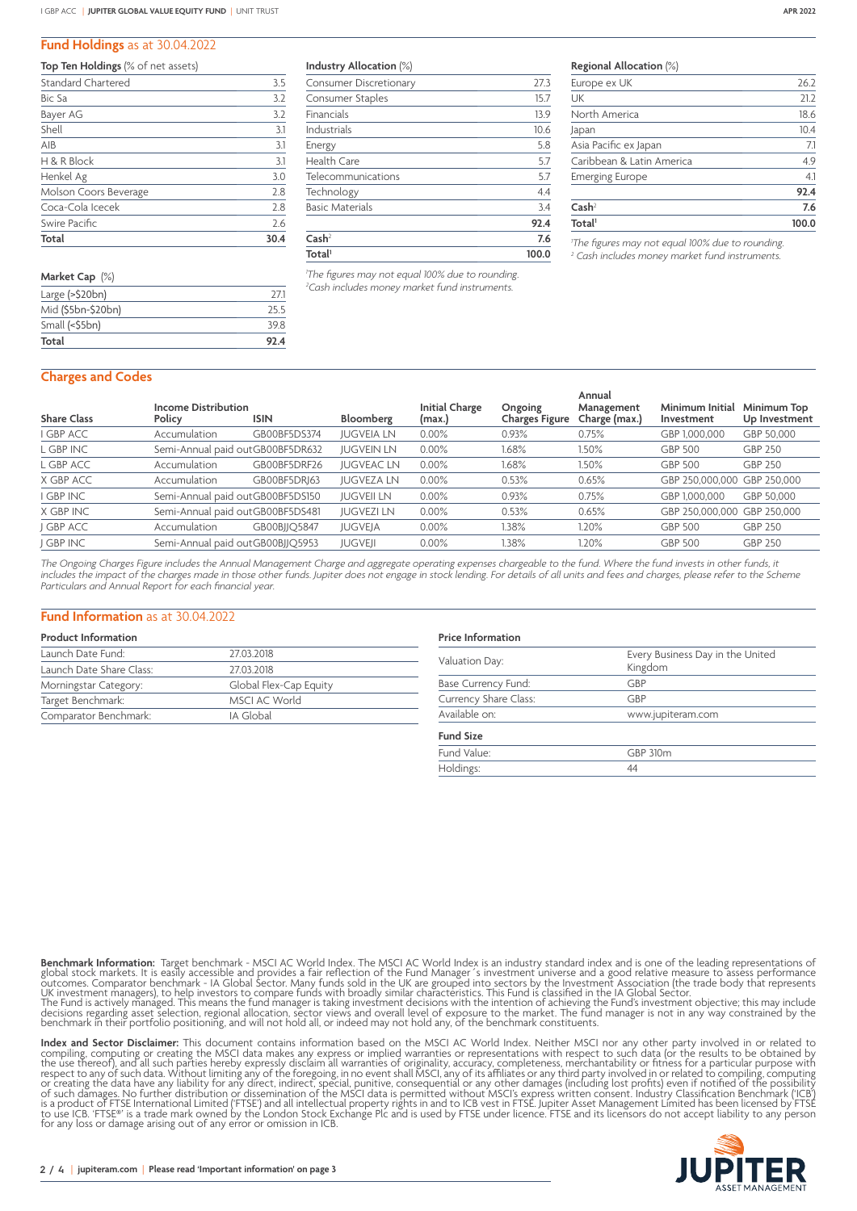## Fund Holdings as at 30.04.2022

| Top Ten Holdings (% of net assets) | |
|---|---|
| Standard Chartered | 3.5 |
| Bic Sa | 3.2 |
| Bayer AG | 3.2 |
| Shell | 3.1 |
| AIB | 3.1 |
| H & R Block | 3.1 |
| Henkel Ag | 3.0 |
| Molson Coors Beverage | 2.8 |
| Coca-Cola Icecek | 2.8 |
| Swire Pacific | 2.6 |
| **Total** | **30.4** |

| Market Cap (%) | |
|---|---|
| Large (>$20bn) | 27.1 |
| Mid ($5bn-$20bn) | 25.5 |
| Small (<$5bn) | 39.8 |
| **Total** | **92.4** |

| Industry Allocation (%) | |
|---|---|
| Consumer Discretionary | 27.3 |
| Consumer Staples | 15.7 |
| Financials | 13.9 |
| Industrials | 10.6 |
| Energy | 5.8 |
| Health Care | 5.7 |
| Telecommunications | 5.7 |
| Technology | 4.4 |
| Basic Materials | 3.4 |
| | **92.4** |
| **Cash**[2] | **7.6** |
| **Total**[1] | **100.0** |

[1]The figures may not equal 100% due to rounding.
[2]Cash includes money market fund instruments.

| Regional Allocation (%) | |
|---|---|
| Europe ex UK | 26.2 |
| UK | 21.2 |
| North America | 18.6 |
| Japan | 10.4 |
| Asia Pacific ex Japan | 7.1 |
| Caribbean & Latin America | 4.9 |
| Emerging Europe | 4.1 |
| | **92.4** |
| **Cash**[2] | **7.6** |
| **Total**[1] | **100.0** |

[1]The figures may not equal 100% due to rounding.
[2] Cash includes money market fund instruments.

## Charges and Codes

| Share Class | Income Distribution Policy | ISIN | Bloomberg | Initial Charge (max.) | Ongoing Charges Figure | Annual Management Charge (max.) | Minimum Initial Investment | Minimum Top Up Investment |
|---|---|---|---|---|---|---|---|---|
| I GBP ACC | Accumulation | GB00BF5DS374 | JUGVEIA LN | 0.00% | 0.93% | 0.75% | GBP 1,000,000 | GBP 50,000 |
| L GBP INC | Semi-Annual paid out | GB00BF5DR632 | JUGVEIN LN | 0.00% | 1.68% | 1.50% | GBP 500 | GBP 250 |
| L GBP ACC | Accumulation | GB00BF5DRF26 | JUGVEAC LN | 0.00% | 1.68% | 1.50% | GBP 500 | GBP 250 |
| X GBP ACC | Accumulation | GB00BF5DRJ63 | JUGVEZA LN | 0.00% | 0.53% | 0.65% | GBP 250,000,000 | GBP 250,000 |
| I GBP INC | Semi-Annual paid out | GB00BF5DS150 | JUGVEII LN | 0.00% | 0.93% | 0.75% | GBP 1,000,000 | GBP 50,000 |
| X GBP INC | Semi-Annual paid out | GB00BF5DS481 | JUGVEZI LN | 0.00% | 0.53% | 0.65% | GBP 250,000,000 | GBP 250,000 |
| J GBP ACC | Accumulation | GB00BJJQ5847 | JUGVEJA | 0.00% | 1.38% | 1.20% | GBP 500 | GBP 250 |
| J GBP INC | Semi-Annual paid out | GB00BJJQ5953 | JUGVEJI | 0.00% | 1.38% | 1.20% | GBP 500 | GBP 250 |

*The Ongoing Charges Figure includes the Annual Management Charge and aggregate operating expenses chargeable to the fund. Where the fund invests in other funds, it includes the impact of the charges made in those other funds. Jupiter does not engage in stock lending. For details of all units and fees and charges, please refer to the Scheme Particulars and Annual Report for each financial year.*

## Fund Information as at 30.04.2022

| Product Information | |
|---|---|
| Launch Date Fund: | 27.03.2018 |
| Launch Date Share Class: | 27.03.2018 |
| Morningstar Category: | Global Flex-Cap Equity |
| Target Benchmark: | MSCI AC World |
| Comparator Benchmark: | IA Global |

| Price Information | |
|---|---|
| Valuation Day: | Every Business Day in the United Kingdom |
| Base Currency Fund: | GBP |
| Currency Share Class: | GBP |
| Available on: | www.jupiteram.com |

| Fund Size | |
|---|---|
| Fund Value: | GBP 310m |
| Holdings: | 44 |

**Benchmark Information:** Target benchmark - MSCI AC World Index. The MSCI AC World Index is an industry standard index and is one of the leading representations of global stock markets. It is easily accessible and provides a fair reflection of the Fund Manager´s investment universe and a good relative measure to assess performance outcomes. Comparator benchmark - IA Global Sector. Many funds sold in the UK are grouped into sectors by the Investment Association (the trade body that represents UK investment managers), to help investors to compare funds with broadly similar characteristics. This Fund is classified in the IA Global Sector.
The Fund is actively managed. This means the fund manager is taking investment decisions with the intention of achieving the Fund's investment objective; this may include decisions regarding asset selection, regional allocation, sector views and overall level of exposure to the market. The fund manager is not in any way constrained by the benchmark in their portfolio positioning, and will not hold all, or indeed may not hold any, of the benchmark constituents.

**Index and Sector Disclaimer:** This document contains information based on the MSCI AC World Index. Neither MSCI nor any other party involved in or related to compiling, computing or creating the MSCI data makes any express or implied warranties or representations with respect to such data (or the results to be obtained by the use thereof), and all such parties hereby expressly disclaim all warranties of originality, accuracy, completeness, merchantability or fitness for a particular purpose with respect to any of such data. Without limiting any of the foregoing, in no event shall MSCI, any of its affiliates or any third party involved in or related to compiling, computing or creating the data have any liability for any direct, indirect, special, punitive, consequential or any other damages (including lost profits) even if notified of the possibility of such damages. No further distribution or dissemination of the MSCI data is permitted without MSCI's express written consent. Industry Classification Benchmark ('ICB') is a product of FTSE International Limited ('FTSE') and all intellectual property rights in and to ICB vest in FTSE. Jupiter Asset Management Limited has been licensed by FTSE to use ICB. 'FTSE®' is a trade mark owned by the London Stock Exchange Plc and is used by FTSE under licence. FTSE and its licensors do not accept liability to any person for any loss or damage arising out of any error or omission in ICB.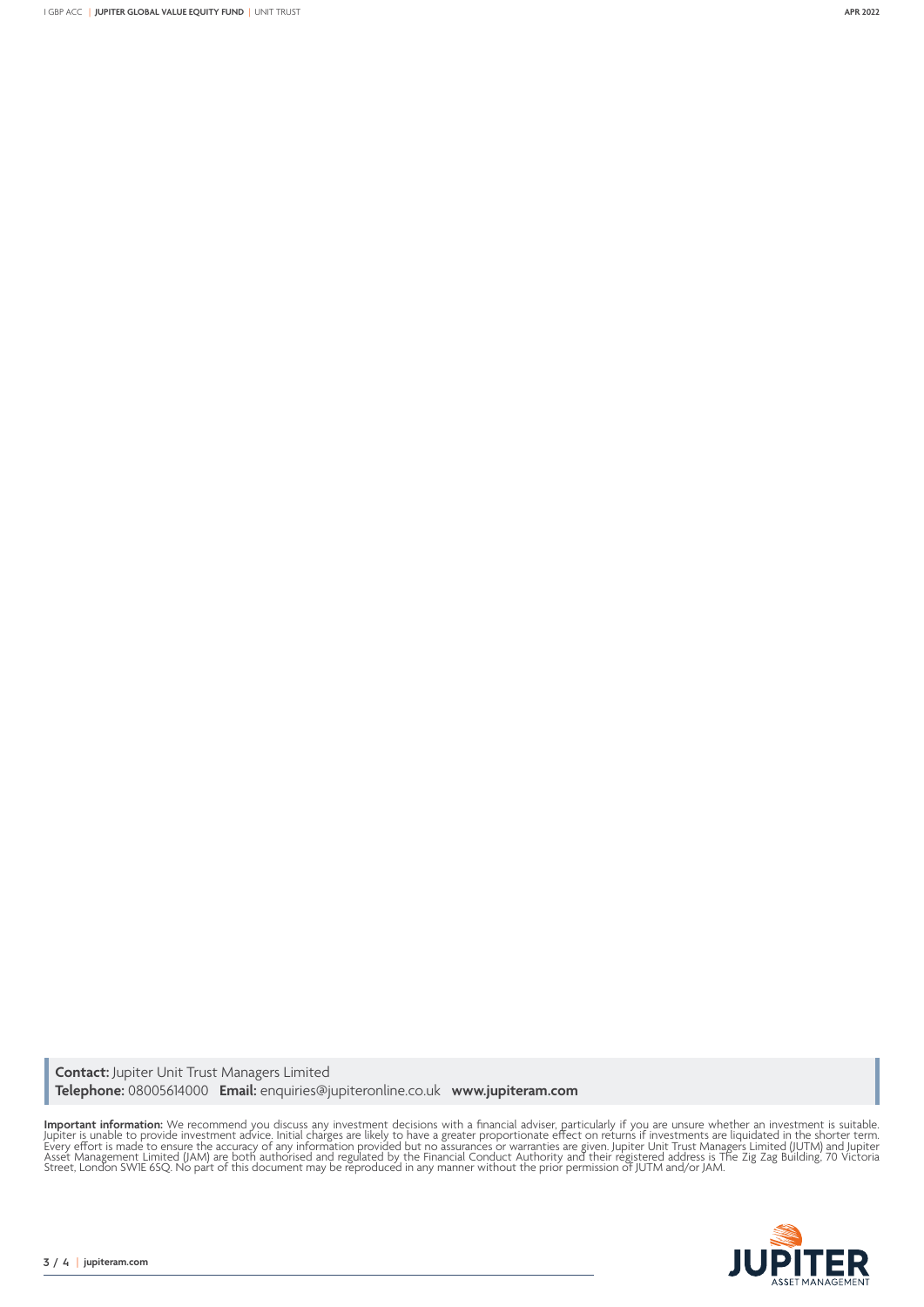**Contact:** Jupiter Unit Trust Managers Limited
**Telephone:** 08005614000 **Email:** enquiries@jupiteronline.co.uk **www.jupiteram.com**

**Important information:** We recommend you discuss any investment decisions with a financial adviser, particularly if you are unsure whether an investment is suitable. Jupiter is unable to provide investment advice. Initial charges are likely to have a greater proportionate effect on returns if investments are liquidated in the shorter term. Every effort is made to ensure the accuracy of any information provided but no assurances or warranties are given. Jupiter Unit Trust Managers Limited (JUTM) and Jupiter Asset Management Limited (JAM) are both authorised and regulated by the Financial Conduct Authority and their registered address is The Zig Zag Building, 70 Victoria Street, London SW1E 6SQ. No part of this document may be reproduced in any manner without the prior permission of JUTM and/or JAM.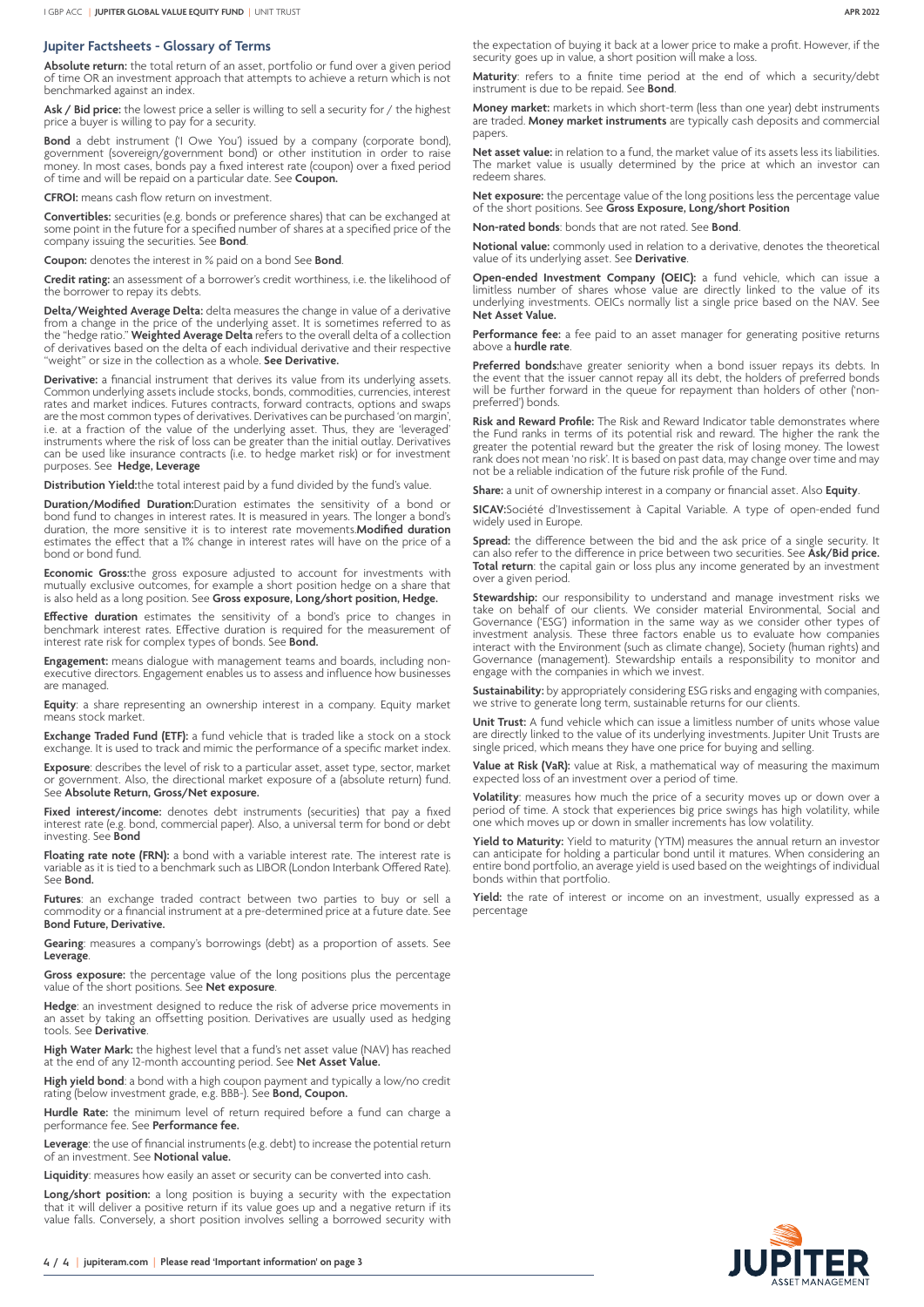## Jupiter Factsheets - Glossary of Terms

**Absolute return:** the total return of an asset, portfolio or fund over a given period of time OR an investment approach that attempts to achieve a return which is not benchmarked against an index.

**Ask / Bid price:** the lowest price a seller is willing to sell a security for / the highest price a buyer is willing to pay for a security.

**Bond** a debt instrument ('I Owe You') issued by a company (corporate bond), government (sovereign/government bond) or other institution in order to raise money. In most cases, bonds pay a fixed interest rate (coupon) over a fixed period of time and will be repaid on a particular date. See **Coupon.**

**CFROI:** means cash flow return on investment.

**Convertibles:** securities (e.g. bonds or preference shares) that can be exchanged at some point in the future for a specified number of shares at a specified price of the company issuing the securities. See **Bond**.

**Coupon:** denotes the interest in % paid on a bond See **Bond**.

**Credit rating:** an assessment of a borrower's credit worthiness, i.e. the likelihood of the borrower to repay its debts.

**Delta/Weighted Average Delta:** delta measures the change in value of a derivative from a change in the price of the underlying asset. It is sometimes referred to as the "hedge ratio." **Weighted Average Delta** refers to the overall delta of a collection of derivatives based on the delta of each individual derivative and their respective "weight" or size in the collection as a whole. **See Derivative.**

**Derivative:** a financial instrument that derives its value from its underlying assets. Common underlying assets include stocks, bonds, commodities, currencies, interest rates and market indices. Futures contracts, forward contracts, options and swaps are the most common types of derivatives. Derivatives can be purchased 'on margin', i.e. at a fraction of the value of the underlying asset. Thus, they are 'leveraged' instruments where the risk of loss can be greater than the initial outlay. Derivatives can be used like insurance contracts (i.e. to hedge market risk) or for investment purposes. See **Hedge, Leverage**

**Distribution Yield:**the total interest paid by a fund divided by the fund's value.

**Duration/Modified Duration:**Duration estimates the sensitivity of a bond or bond fund to changes in interest rates. It is measured in years. The longer a bond's duration, the more sensitive it is to interest rate movements.**Modified duration** estimates the effect that a 1% change in interest rates will have on the price of a bond or bond fund.

**Economic Gross:**the gross exposure adjusted to account for investments with mutually exclusive outcomes, for example a short position hedge on a share that is also held as a long position. See **Gross exposure, Long/short position, Hedge.**

**Effective duration** estimates the sensitivity of a bond's price to changes in benchmark interest rates. Effective duration is required for the measurement of interest rate risk for complex types of bonds. See **Bond.**

**Engagement:** means dialogue with management teams and boards, including non-executive directors. Engagement enables us to assess and influence how businesses are managed.

**Equity**: a share representing an ownership interest in a company. Equity market means stock market.

**Exchange Traded Fund (ETF):** a fund vehicle that is traded like a stock on a stock exchange. It is used to track and mimic the performance of a specific market index.

**Exposure**: describes the level of risk to a particular asset, asset type, sector, market or government. Also, the directional market exposure of a (absolute return) fund. See **Absolute Return, Gross/Net exposure.**

**Fixed interest/income:** denotes debt instruments (securities) that pay a fixed interest rate (e.g. bond, commercial paper). Also, a universal term for bond or debt investing. See **Bond**

**Floating rate note (FRN):** a bond with a variable interest rate. The interest rate is variable as it is tied to a benchmark such as LIBOR (London Interbank Offered Rate). See **Bond.**

**Futures**: an exchange traded contract between two parties to buy or sell a commodity or a financial instrument at a pre-determined price at a future date. See **Bond Future, Derivative.**

**Gearing**: measures a company's borrowings (debt) as a proportion of assets. See **Leverage**.

**Gross exposure:** the percentage value of the long positions plus the percentage value of the short positions. See **Net exposure**.

**Hedge**: an investment designed to reduce the risk of adverse price movements in an asset by taking an offsetting position. Derivatives are usually used as hedging tools. See **Derivative**.

**High Water Mark:** the highest level that a fund's net asset value (NAV) has reached at the end of any 12-month accounting period. See **Net Asset Value.**

**High yield bond**: a bond with a high coupon payment and typically a low/no credit rating (below investment grade, e.g. BBB-). See **Bond, Coupon.**

**Hurdle Rate:** the minimum level of return required before a fund can charge a performance fee. See **Performance fee.**

**Leverage**: the use of financial instruments (e.g. debt) to increase the potential return of an investment. See **Notional value.**

**Liquidity**: measures how easily an asset or security can be converted into cash.

**Long/short position:** a long position is buying a security with the expectation that it will deliver a positive return if its value goes up and a negative return if its value falls. Conversely, a short position involves selling a borrowed security with the expectation of buying it back at a lower price to make a profit. However, if the security goes up in value, a short position will make a loss.

**Maturity**: refers to a finite time period at the end of which a security/debt instrument is due to be repaid. See **Bond**.

**Money market:** markets in which short-term (less than one year) debt instruments are traded. **Money market instruments** are typically cash deposits and commercial papers.

**Net asset value:** in relation to a fund, the market value of its assets less its liabilities. The market value is usually determined by the price at which an investor can redeem shares.

**Net exposure:** the percentage value of the long positions less the percentage value of the short positions. See **Gross Exposure, Long/short Position**

**Non-rated bonds**: bonds that are not rated. See **Bond**.

**Notional value:** commonly used in relation to a derivative, denotes the theoretical value of its underlying asset. See **Derivative**.

**Open-ended Investment Company (OEIC):** a fund vehicle, which can issue a limitless number of shares whose value are directly linked to the value of its underlying investments. OEICs normally list a single price based on the NAV. See **Net Asset Value.**

**Performance fee:** a fee paid to an asset manager for generating positive returns above a **hurdle rate**.

**Preferred bonds:**have greater seniority when a bond issuer repays its debts. In the event that the issuer cannot repay all its debt, the holders of preferred bonds will be further forward in the queue for repayment than holders of other ('non-preferred') bonds.

**Risk and Reward Profile:** The Risk and Reward Indicator table demonstrates where the Fund ranks in terms of its potential risk and reward. The higher the rank the greater the potential reward but the greater the risk of losing money. The lowest rank does not mean 'no risk'. It is based on past data, may change over time and may not be a reliable indication of the future risk profile of the Fund.

**Share:** a unit of ownership interest in a company or financial asset. Also **Equity**.

**SICAV:**Société d'Investissement à Capital Variable. A type of open-ended fund widely used in Europe.

**Spread:** the difference between the bid and the ask price of a single security. It can also refer to the difference in price between two securities. See **Ask/Bid price.**

**Total return**: the capital gain or loss plus any income generated by an investment over a given period.

**Stewardship:** our responsibility to understand and manage investment risks we take on behalf of our clients. We consider material Environmental, Social and Governance ('ESG') information in the same way as we consider other types of investment analysis. These three factors enable us to evaluate how companies interact with the Environment (such as climate change), Society (human rights) and Governance (management). Stewardship entails a responsibility to monitor and engage with the companies in which we invest.

**Sustainability:** by appropriately considering ESG risks and engaging with companies, we strive to generate long term, sustainable returns for our clients.

**Unit Trust:** A fund vehicle which can issue a limitless number of units whose value are directly linked to the value of its underlying investments. Jupiter Unit Trusts are single priced, which means they have one price for buying and selling.

**Value at Risk (VaR):** value at Risk, a mathematical way of measuring the maximum expected loss of an investment over a period of time.

**Volatility**: measures how much the price of a security moves up or down over a period of time. A stock that experiences big price swings has high volatility, while one which moves up or down in smaller increments has low volatility.

**Yield to Maturity:** Yield to maturity (YTM) measures the annual return an investor can anticipate for holding a particular bond until it matures. When considering an entire bond portfolio, an average yield is used based on the weightings of individual bonds within that portfolio.

**Yield:** the rate of interest or income on an investment, usually expressed as a percentage